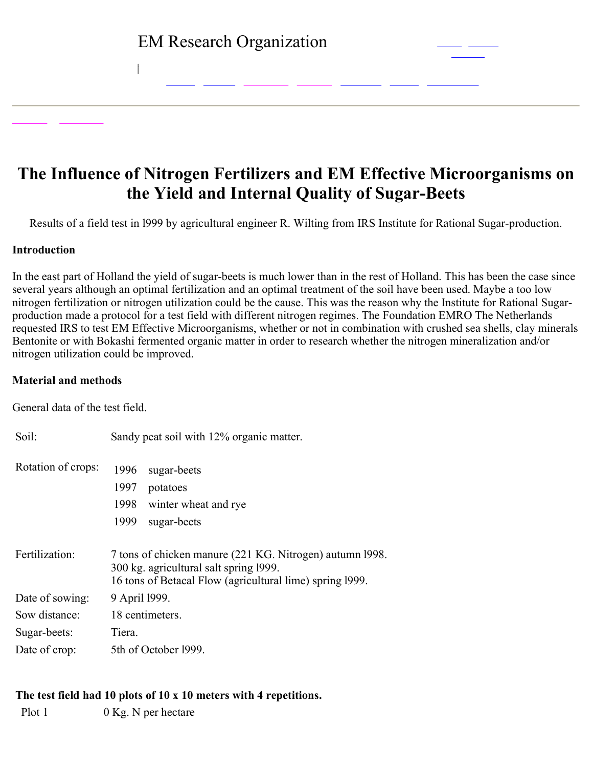EM Research Organization

# The Influence of Nitrogen Fertilizers and EM Effective Microorganisms on the Yield and Internal Quality of Sugar-Beets

Results of a field test in 1999 by agricultural engineer R. Wilting from IRS Institute for Rational Sugar-production.

**Introduction**

In the east part of Holland the yield of sugar-beets is much lower than in the rest of Holland. This has been the case since several years although an optimal fertilization and an optimal treatment of the soil have been used. Maybe a too low nitrogen fertilization or nitrogen utilization could be the cause. This was the reason why the Institute for Rational Sugar-production made a protocol for a test field with different nitrogen regimes. The Foundation EMRO The Netherlands requested IRS to test EM Effective Microorganisms, whether or not in combination with crushed sea shells, clay minerals Bentonite or with Bokashi fermented organic matter in order to research whether the nitrogen mineralization and/or nitrogen utilization could be improved.

**Material and methods**

General data of the test field.

| | |
|---|---|
| Soil: | Sandy peat soil with 12% organic matter. |
| Rotation of crops: | 1996 sugar-beets<br>1997 potatoes<br>1998 winter wheat and rye<br>1999 sugar-beets |
| Fertilization: | 7 tons of chicken manure (221 KG. Nitrogen) autumn 1998.<br>300 kg. agricultural salt spring 1999.<br>16 tons of Betacal Flow (agricultural lime) spring 1999. |
| Date of sowing: | 9 April 1999. |
| Sow distance: | 18 centimeters. |
| Sugar-beets: | Tiera. |
| Date of crop: | 5th of October 1999. |

**The test field had 10 plots of 10 x 10 meters with 4 repetitions.**

Plot 1 0 Kg. N per hectare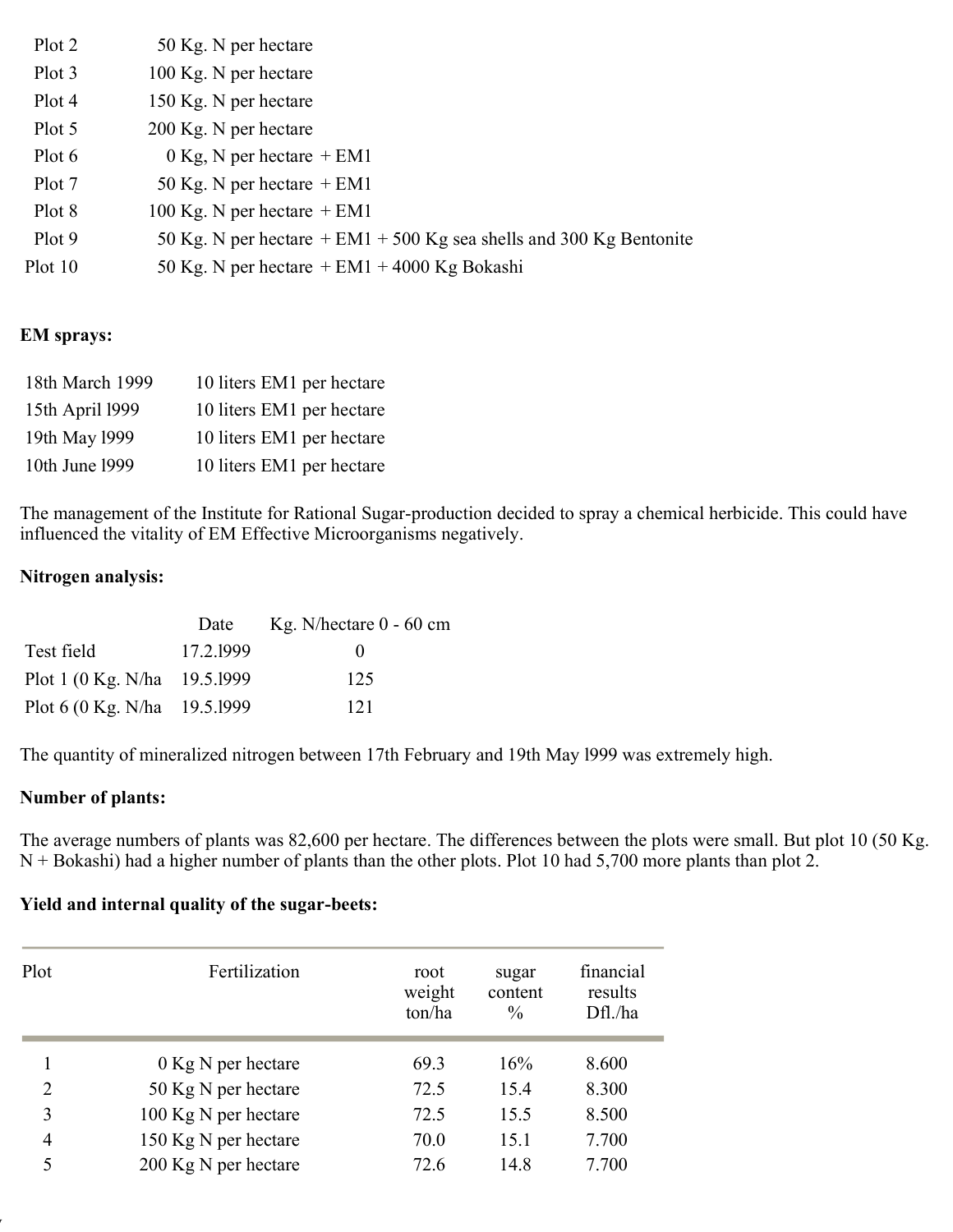| | |
|---|---|
| Plot 2 | 50 Kg. N per hectare |
| Plot 3 | 100 Kg. N per hectare |
| Plot 4 | 150 Kg. N per hectare |
| Plot 5 | 200 Kg. N per hectare |
| Plot 6 | 0 Kg, N per hectare + EM1 |
| Plot 7 | 50 Kg. N per hectare + EM1 |
| Plot 8 | 100 Kg. N per hectare + EM1 |
| Plot 9 | 50 Kg. N per hectare + EM1 + 500 Kg sea shells and 300 Kg Bentonite |
| Plot 10 | 50 Kg. N per hectare + EM1 + 4000 Kg Bokashi |

**EM sprays:**

| | |
|---|---|
| 18th March 1999 | 10 liters EM1 per hectare |
| 15th April 1999 | 10 liters EM1 per hectare |
| 19th May 1999 | 10 liters EM1 per hectare |
| 10th June 1999 | 10 liters EM1 per hectare |

The management of the Institute for Rational Sugar-production decided to spray a chemical herbicide. This could have influenced the vitality of EM Effective Microorganisms negatively.

**Nitrogen analysis:**

| | Date | Kg. N/hectare 0 - 60 cm |
|---|---|---|
| Test field | 17.2.1999 | 0 |
| Plot 1 (0 Kg. N/ha | 19.5.1999 | 125 |
| Plot 6 (0 Kg. N/ha | 19.5.1999 | 121 |

The quantity of mineralized nitrogen between 17th February and 19th May 1999 was extremely high.

**Number of plants:**

The average numbers of plants was 82,600 per hectare. The differences between the plots were small. But plot 10 (50 Kg. N + Bokashi) had a higher number of plants than the other plots. Plot 10 had 5,700 more plants than plot 2.

**Yield and internal quality of the sugar-beets:**

| Plot | Fertilization | root weight ton/ha | sugar content % | financial results Dfl./ha |
|---|---|---|---|---|
| 1 | 0 Kg N per hectare | 69.3 | 16% | 8.600 |
| 2 | 50 Kg N per hectare | 72.5 | 15.4 | 8.300 |
| 3 | 100 Kg N per hectare | 72.5 | 15.5 | 8.500 |
| 4 | 150 Kg N per hectare | 70.0 | 15.1 | 7.700 |
| 5 | 200 Kg N per hectare | 72.6 | 14.8 | 7.700 |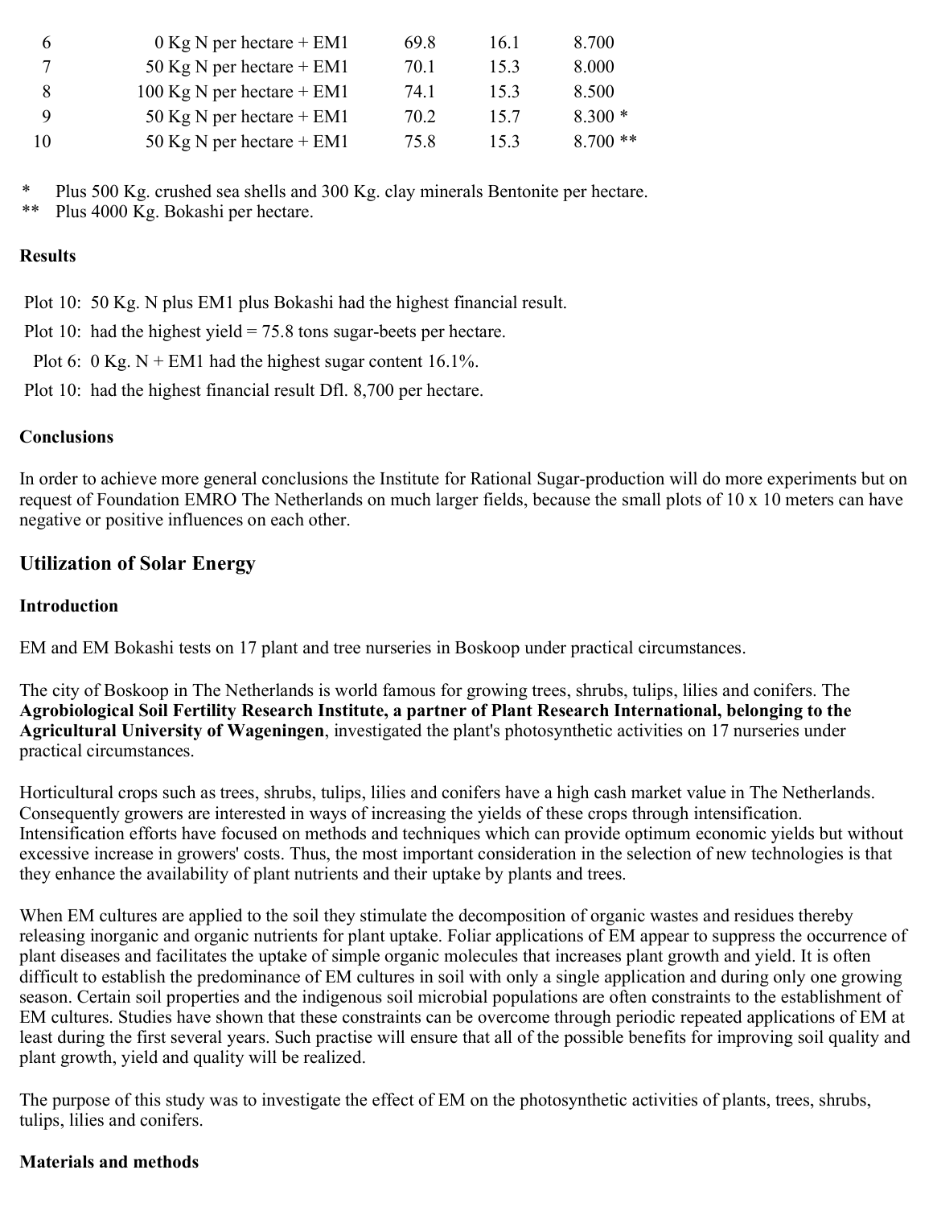| | | | | |
|---|---|---|---|---|
| 6 | 0 Kg N per hectare + EM1 | 69.8 | 16.1 | 8.700 |
| 7 | 50 Kg N per hectare + EM1 | 70.1 | 15.3 | 8.000 |
| 8 | 100 Kg N per hectare + EM1 | 74.1 | 15.3 | 8.500 |
| 9 | 50 Kg N per hectare + EM1 | 70.2 | 15.7 | 8.300 * |
| 10 | 50 Kg N per hectare + EM1 | 75.8 | 15.3 | 8.700 ** |

\* Plus 500 Kg. crushed sea shells and 300 Kg. clay minerals Bentonite per hectare.
\** Plus 4000 Kg. Bokashi per hectare.

**Results**

Plot 10: 50 Kg. N plus EM1 plus Bokashi had the highest financial result.
Plot 10: had the highest yield = 75.8 tons sugar-beets per hectare.
Plot 6: 0 Kg. N + EM1 had the highest sugar content 16.1%.
Plot 10: had the highest financial result Dfl. 8,700 per hectare.

**Conclusions**

In order to achieve more general conclusions the Institute for Rational Sugar-production will do more experiments but on request of Foundation EMRO The Netherlands on much larger fields, because the small plots of 10 x 10 meters can have negative or positive influences on each other.

## Utilization of Solar Energy

**Introduction**

EM and EM Bokashi tests on 17 plant and tree nurseries in Boskoop under practical circumstances.

The city of Boskoop in The Netherlands is world famous for growing trees, shrubs, tulips, lilies and conifers. The **Agrobiological Soil Fertility Research Institute, a partner of Plant Research International, belonging to the Agricultural University of Wageningen**, investigated the plant's photosynthetic activities on 17 nurseries under practical circumstances.

Horticultural crops such as trees, shrubs, tulips, lilies and conifers have a high cash market value in The Netherlands. Consequently growers are interested in ways of increasing the yields of these crops through intensification. Intensification efforts have focused on methods and techniques which can provide optimum economic yields but without excessive increase in growers' costs. Thus, the most important consideration in the selection of new technologies is that they enhance the availability of plant nutrients and their uptake by plants and trees.

When EM cultures are applied to the soil they stimulate the decomposition of organic wastes and residues thereby releasing inorganic and organic nutrients for plant uptake. Foliar applications of EM appear to suppress the occurrence of plant diseases and facilitates the uptake of simple organic molecules that increases plant growth and yield. It is often difficult to establish the predominance of EM cultures in soil with only a single application and during only one growing season. Certain soil properties and the indigenous soil microbial populations are often constraints to the establishment of EM cultures. Studies have shown that these constraints can be overcome through periodic repeated applications of EM at least during the first several years. Such practise will ensure that all of the possible benefits for improving soil quality and plant growth, yield and quality will be realized.

The purpose of this study was to investigate the effect of EM on the photosynthetic activities of plants, trees, shrubs, tulips, lilies and conifers.

**Materials and methods**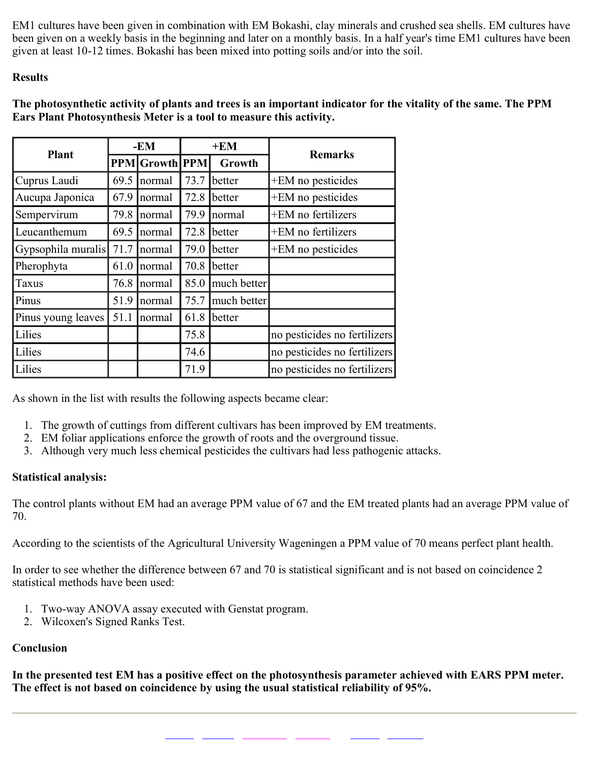EM1 cultures have been given in combination with EM Bokashi, clay minerals and crushed sea shells. EM cultures have been given on a weekly basis in the beginning and later on a monthly basis. In a half year's time EM1 cultures have been given at least 10-12 times. Bokashi has been mixed into potting soils and/or into the soil.

**Results**

**The photosynthetic activity of plants and trees is an important indicator for the vitality of the same. The PPM Ears Plant Photosynthesis Meter is a tool to measure this activity.**

| Plant | -EM | | +EM | | Remarks |
|---|---|---|---|---|---|
| | PPM | Growth | PPM | Growth | |
| Cuprus Laudi | 69.5 | normal | 73.7 | better | +EM no pesticides |
| Aucupa Japonica | 67.9 | normal | 72.8 | better | +EM no pesticides |
| Sempervirum | 79.8 | normal | 79.9 | normal | +EM no fertilizers |
| Leucanthemum | 69.5 | normal | 72.8 | better | +EM no fertilizers |
| Gypsophila muralis | 71.7 | normal | 79.0 | better | +EM no pesticides |
| Pherophyta | 61.0 | normal | 70.8 | better | |
| Taxus | 76.8 | normal | 85.0 | much better | |
| Pinus | 51.9 | normal | 75.7 | much better | |
| Pinus young leaves | 51.1 | normal | 61.8 | better | |
| Lilies | | | 75.8 | | no pesticides no fertilizers |
| Lilies | | | 74.6 | | no pesticides no fertilizers |
| Lilies | | | 71.9 | | no pesticides no fertilizers |

As shown in the list with results the following aspects became clear:

1. The growth of cuttings from different cultivars has been improved by EM treatments.
2. EM foliar applications enforce the growth of roots and the overground tissue.
3. Although very much less chemical pesticides the cultivars had less pathogenic attacks.

**Statistical analysis:**

The control plants without EM had an average PPM value of 67 and the EM treated plants had an average PPM value of 70.

According to the scientists of the Agricultural University Wageningen a PPM value of 70 means perfect plant health.

In order to see whether the difference between 67 and 70 is statistical significant and is not based on coincidence 2 statistical methods have been used:

1. Two-way ANOVA assay executed with Genstat program.
2. Wilcoxen's Signed Ranks Test.

**Conclusion**

**In the presented test EM has a positive effect on the photosynthesis parameter achieved with EARS PPM meter. The effect is not based on coincidence by using the usual statistical reliability of 95%.**